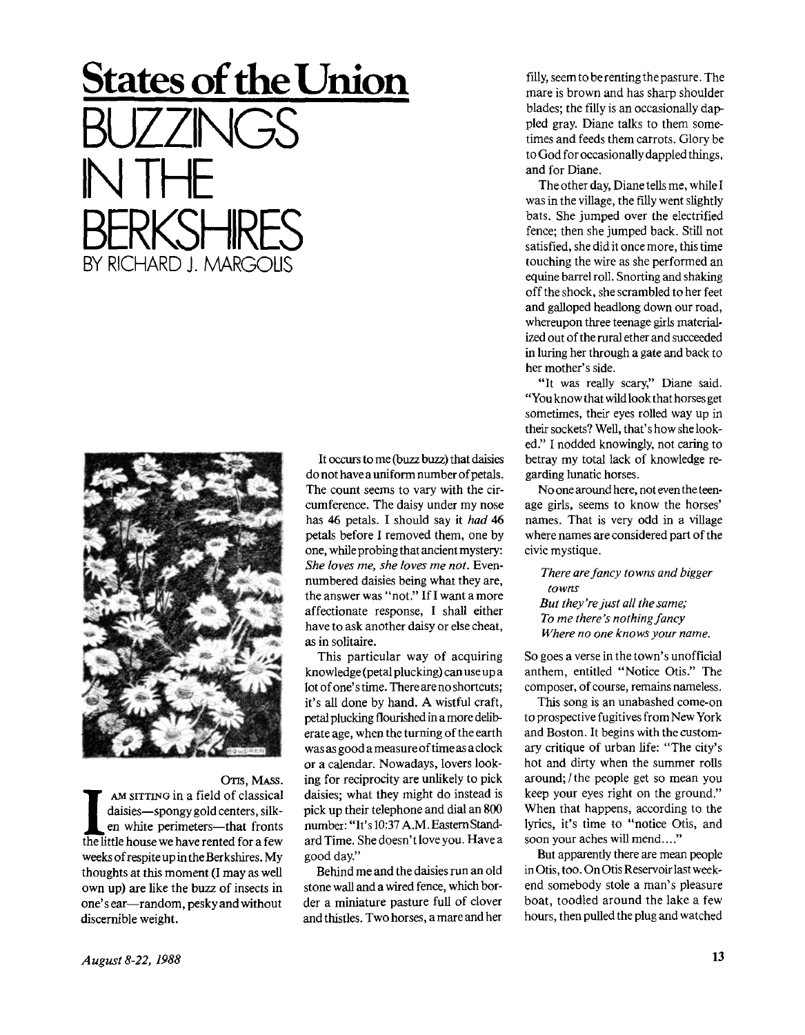# States of the Union

# BUZZINGS IN THE BERKSHIRES

BY RICHARD J. MARGOLIS

OTIS, MASS.

I AM SITTING in a field of classical daisies—spongy gold centers, silken white perimeters—that fronts the little house we have rented for a few weeks of respite up in the Berkshires. My thoughts at this moment (I may as well own up) are like the buzz of insects in one's ear—random, pesky and without discernible weight.

It occurs to me (buzz buzz) that daisies do not have a uniform number of petals. The count seems to vary with the circumference. The daisy under my nose has 46 petals. I should say it *had* 46 petals before I removed them, one by one, while probing that ancient mystery: *She loves me, she loves me not.* Even-numbered daisies being what they are, the answer was "not." If I want a more affectionate response, I shall either have to ask another daisy or else cheat, as in solitaire.

This particular way of acquiring knowledge (petal plucking) can use up a lot of one's time. There are no shortcuts; it's all done by hand. A wistful craft, petal plucking flourished in a more deliberate age, when the turning of the earth was as good a measure of time as a clock or a calendar. Nowadays, lovers looking for reciprocity are unlikely to pick daisies; what they might do instead is pick up their telephone and dial an 800 number: "It's 10:37 A.M. Eastern Standard Time. She doesn't love you. Have a good day."

Behind me and the daisies run an old stone wall and a wired fence, which border a miniature pasture full of clover and thistles. Two horses, a mare and her filly, seem to be renting the pasture. The mare is brown and has sharp shoulder blades; the filly is an occasionally dappled gray. Diane talks to them sometimes and feeds them carrots. Glory be to God for occasionally dappled things, and for Diane.

The other day, Diane tells me, while I was in the village, the filly went slightly bats. She jumped over the electrified fence; then she jumped back. Still not satisfied, she did it once more, this time touching the wire as she performed an equine barrel roll. Snorting and shaking off the shock, she scrambled to her feet and galloped headlong down our road, whereupon three teenage girls materialized out of the rural ether and succeeded in luring her through a gate and back to her mother's side.

"It was really scary," Diane said. "You know that wild look that horses get sometimes, their eyes rolled way up in their sockets? Well, that's how she looked." I nodded knowingly, not caring to betray my total lack of knowledge regarding lunatic horses.

No one around here, not even the teenage girls, seems to know the horses' names. That is very odd in a village where names are considered part of the civic mystique.

*There are fancy towns and bigger towns*
*But they're just all the same;*
*To me there's nothing fancy*
*Where no one knows your name.*

So goes a verse in the town's unofficial anthem, entitled "Notice Otis." The composer, of course, remains nameless.

This song is an unabashed come-on to prospective fugitives from New York and Boston. It begins with the customary critique of urban life: "The city's hot and dirty when the summer rolls around; / the people get so mean you keep your eyes right on the ground." When that happens, according to the lyrics, it's time to "notice Otis, and soon your aches will mend...."

But apparently there are mean people in Otis, too. On Otis Reservoir last weekend somebody stole a man's pleasure boat, toodled around the lake a few hours, then pulled the plug and watched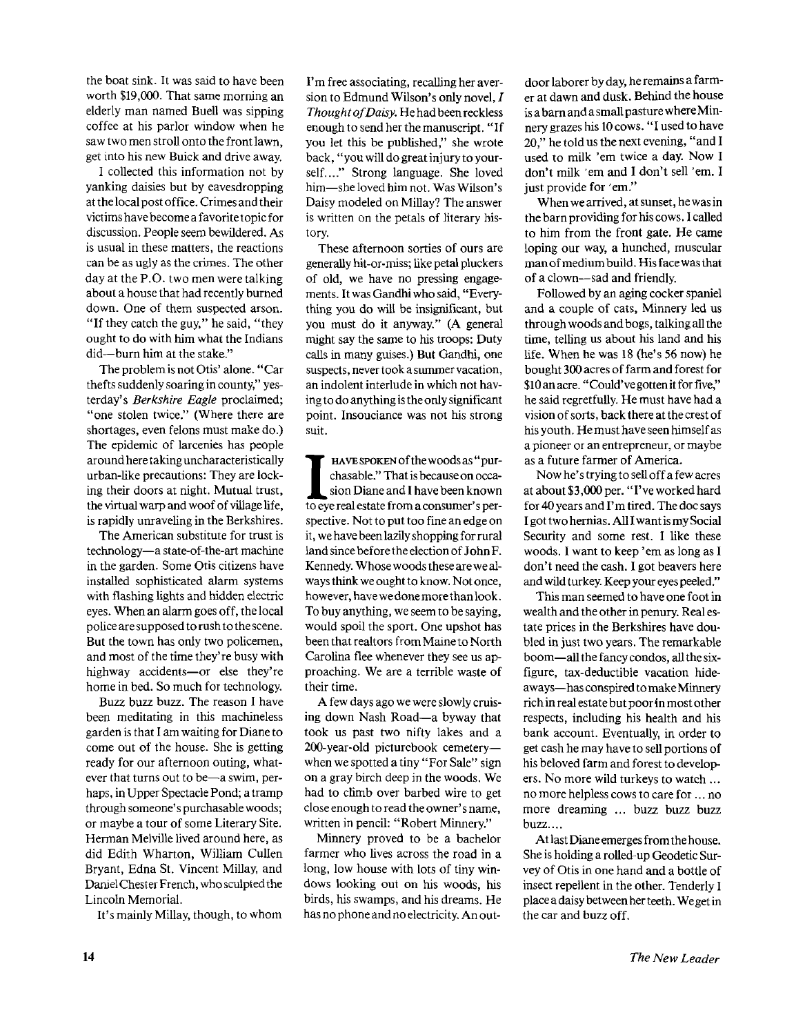the boat sink. It was said to have been worth $19,000. That same morning an elderly man named Buell was sipping coffee at his parlor window when he saw two men stroll onto the front lawn, get into his new Buick and drive away.

I collected this information not by yanking daisies but by eavesdropping at the local post office. Crimes and their victims have become a favorite topic for discussion. People seem bewildered. As is usual in these matters, the reactions can be as ugly as the crimes. The other day at the P.O. two men were talking about a house that had recently burned down. One of them suspected arson. "If they catch the guy," he said, "they ought to do with him what the Indians did—burn him at the stake."

The problem is not Otis' alone. "Car thefts suddenly soaring in county," yesterday's *Berkshire Eagle* proclaimed; "one stolen twice." (Where there are shortages, even felons must make do.) The epidemic of larcenies has people around here taking uncharacteristically urban-like precautions: They are locking their doors at night. Mutual trust, the virtual warp and woof of village life, is rapidly unraveling in the Berkshires.

The American substitute for trust is technology—a state-of-the-art machine in the garden. Some Otis citizens have installed sophisticated alarm systems with flashing lights and hidden electric eyes. When an alarm goes off, the local police are supposed to rush to the scene. But the town has only two policemen, and most of the time they're busy with highway accidents—or else they're home in bed. So much for technology.

Buzz buzz buzz. The reason I have been meditating in this machineless garden is that I am waiting for Diane to come out of the house. She is getting ready for our afternoon outing, whatever that turns out to be—a swim, perhaps, in Upper Spectacle Pond; a tramp through someone's purchasable woods; or maybe a tour of some Literary Site. Herman Melville lived around here, as did Edith Wharton, William Cullen Bryant, Edna St. Vincent Millay, and Daniel Chester French, who sculpted the Lincoln Memorial.

It's mainly Millay, though, to whom I'm free associating, recalling her aversion to Edmund Wilson's only novel, *I Thought of Daisy*. He had been reckless enough to send her the manuscript. "If you let this be published," she wrote back, "you will do great injury to yourself...." Strong language. She loved him—she loved him not. Was Wilson's Daisy modeled on Millay? The answer is written on the petals of literary history.

These afternoon sorties of ours are generally hit-or-miss; like petal pluckers of old, we have no pressing engagements. It was Gandhi who said, "Everything you do will be insignificant, but you must do it anyway." (A general might say the same to his troops: Duty calls in many guises.) But Gandhi, one suspects, never took a summer vacation, an indolent interlude in which not having to do anything is the only significant point. Insouciance was not his strong suit.

I HAVE SPOKEN of the woods as "purchasable." That is because on occasion Diane and I have been known to eye real estate from a consumer's perspective. Not to put too fine an edge on it, we have been lazily shopping for rural land since before the election of John F. Kennedy. Whose woods these are we always think we ought to know. Not once, however, have we done more than look. To buy anything, we seem to be saying, would spoil the sport. One upshot has been that realtors from Maine to North Carolina flee whenever they see us approaching. We are a terrible waste of their time.

A few days ago we were slowly cruising down Nash Road—a byway that took us past two nifty lakes and a 200-year-old picturebook cemetery—when we spotted a tiny "For Sale" sign on a gray birch deep in the woods. We had to climb over barbed wire to get close enough to read the owner's name, written in pencil: "Robert Minnery."

Minnery proved to be a bachelor farmer who lives across the road in a long, low house with lots of tiny windows looking out on his woods, his birds, his swamps, and his dreams. He has no phone and no electricity. An outdoor laborer by day, he remains a farmer at dawn and dusk. Behind the house is a barn and a small pasture where Minnery grazes his 10 cows. "I used to have 20," he told us the next evening, "and I used to milk 'em twice a day. Now I don't milk 'em and I don't sell 'em. I just provide for 'em."

When we arrived, at sunset, he was in the barn providing for his cows. I called to him from the front gate. He came loping our way, a hunched, muscular man of medium build. His face was that of a clown—sad and friendly.

Followed by an aging cocker spaniel and a couple of cats, Minnery led us through woods and bogs, talking all the time, telling us about his land and his life. When he was 18 (he's 56 now) he bought 300 acres of farm and forest for $10 an acre. "Could've gotten it for five," he said regretfully. He must have had a vision of sorts, back there at the crest of his youth. He must have seen himself as a pioneer or an entrepreneur, or maybe as a future farmer of America.

Now he's trying to sell off a few acres at about $3,000 per. "I've worked hard for 40 years and I'm tired. The doc says I got two hernias. All I want is my Social Security and some rest. I like these woods. I want to keep 'em as long as I don't need the cash. I got beavers here and wild turkey. Keep your eyes peeled."

This man seemed to have one foot in wealth and the other in penury. Real estate prices in the Berkshires have doubled in just two years. The remarkable boom—all the fancy condos, all the six-figure, tax-deductible vacation hideaways—has conspired to make Minnery rich in real estate but poor in most other respects, including his health and his bank account. Eventually, in order to get cash he may have to sell portions of his beloved farm and forest to developers. No more wild turkeys to watch ... no more helpless cows to care for ... no more dreaming ... buzz buzz buzz....

At last Diane emerges from the house. She is holding a rolled-up Geodetic Survey of Otis in one hand and a bottle of insect repellent in the other. Tenderly I place a daisy between her teeth. We get in the car and buzz off.